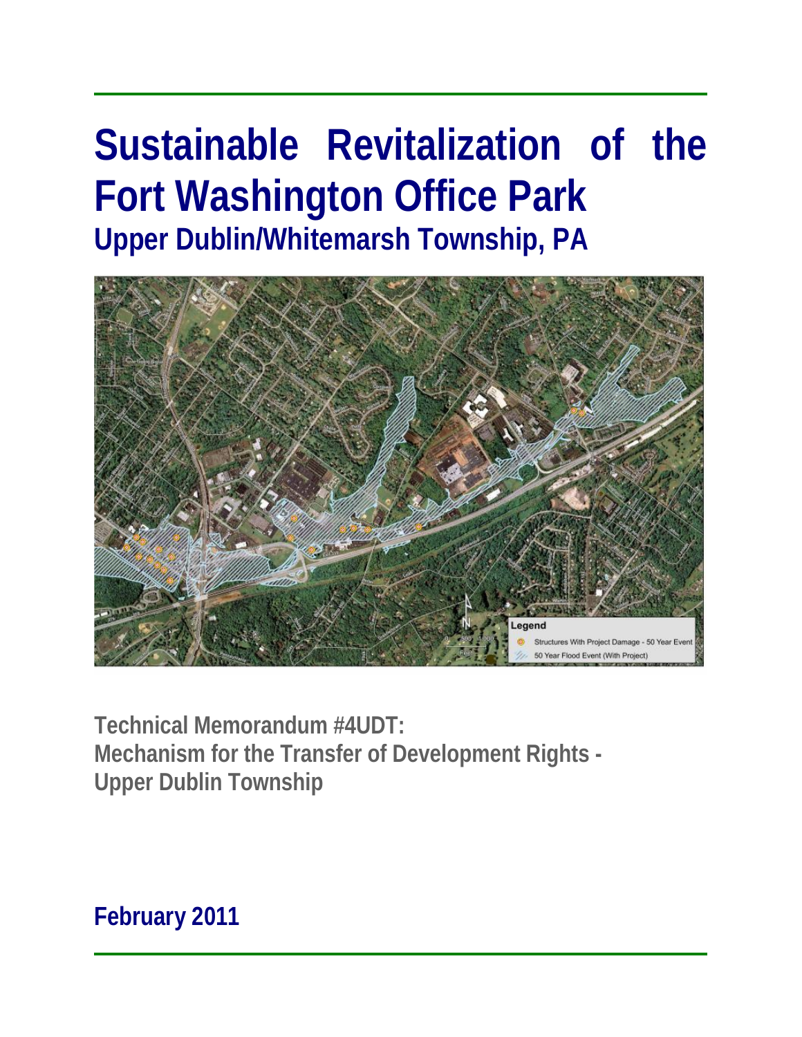# Sustainable Revitalization of the Fort Washington Office Park

## Upper Dublin/Whitemarsh Township, PA

Legend

Structures With Project Damage - 50 Year Event

50 Year Flood Event (With Project)

**Technical Memorandum #4UDT:**
**Mechanism for the Transfer of Development Rights -**
**Upper Dublin Township**

**February 2011**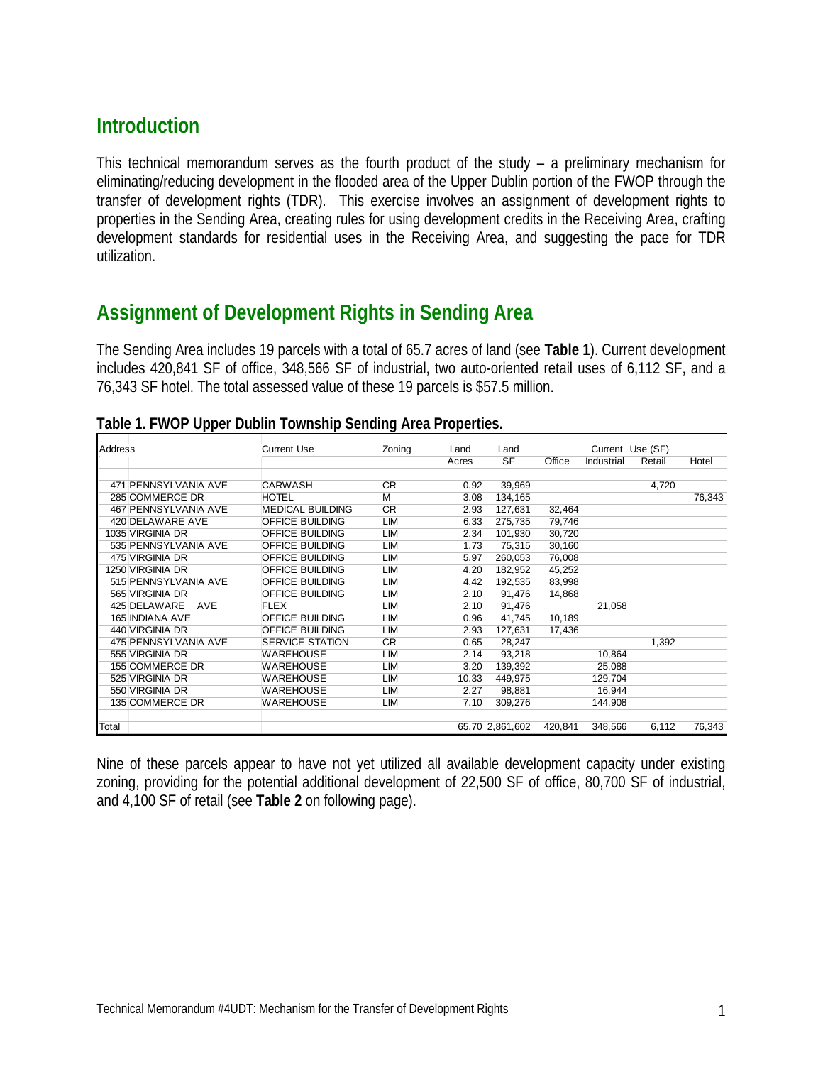## Introduction

This technical memorandum serves as the fourth product of the study – a preliminary mechanism for eliminating/reducing development in the flooded area of the Upper Dublin portion of the FWOP through the transfer of development rights (TDR). This exercise involves an assignment of development rights to properties in the Sending Area, creating rules for using development credits in the Receiving Area, crafting development standards for residential uses in the Receiving Area, and suggesting the pace for TDR utilization.

## Assignment of Development Rights in Sending Area

The Sending Area includes 19 parcels with a total of 65.7 acres of land (see **Table 1**). Current development includes 420,841 SF of office, 348,566 SF of industrial, two auto-oriented retail uses of 6,112 SF, and a 76,343 SF hotel. The total assessed value of these 19 parcels is $57.5 million.

**Table 1. FWOP Upper Dublin Township Sending Area Properties.**

| Address | | Current Use | Zoning | Land | Land | | Current Use (SF) | | |
|---|---|---|---|---|---|---|---|---|---|
| | | | | Acres | SF | Office | Industrial | Retail | Hotel |
| 471 | PENNSYLVANIA AVE | CARWASH | CR | 0.92 | 39,969 | | | 4,720 | |
| 285 | COMMERCE DR | HOTEL | M | 3.08 | 134,165 | | | | 76,343 |
| 467 | PENNSYLVANIA AVE | MEDICAL BUILDING | CR | 2.93 | 127,631 | 32,464 | | | |
| 420 | DELAWARE AVE | OFFICE BUILDING | LIM | 6.33 | 275,735 | 79,746 | | | |
| 1035 | VIRGINIA DR | OFFICE BUILDING | LIM | 2.34 | 101,930 | 30,720 | | | |
| 535 | PENNSYLVANIA AVE | OFFICE BUILDING | LIM | 1.73 | 75,315 | 30,160 | | | |
| 475 | VIRGINIA DR | OFFICE BUILDING | LIM | 5.97 | 260,053 | 76,008 | | | |
| 1250 | VIRGINIA DR | OFFICE BUILDING | LIM | 4.20 | 182,952 | 45,252 | | | |
| 515 | PENNSYLVANIA AVE | OFFICE BUILDING | LIM | 4.42 | 192,535 | 83,998 | | | |
| 565 | VIRGINIA DR | OFFICE BUILDING | LIM | 2.10 | 91,476 | 14,868 | | | |
| 425 | DELAWARE AVE | FLEX | LIM | 2.10 | 91,476 | | 21,058 | | |
| 165 | INDIANA AVE | OFFICE BUILDING | LIM | 0.96 | 41,745 | 10,189 | | | |
| 440 | VIRGINIA DR | OFFICE BUILDING | LIM | 2.93 | 127,631 | 17,436 | | | |
| 475 | PENNSYLVANIA AVE | SERVICE STATION | CR | 0.65 | 28,247 | | | 1,392 | |
| 555 | VIRGINIA DR | WAREHOUSE | LIM | 2.14 | 93,218 | | 10,864 | | |
| 155 | COMMERCE DR | WAREHOUSE | LIM | 3.20 | 139,392 | | 25,088 | | |
| 525 | VIRGINIA DR | WAREHOUSE | LIM | 10.33 | 449,975 | | 129,704 | | |
| 550 | VIRGINIA DR | WAREHOUSE | LIM | 2.27 | 98,881 | | 16,944 | | |
| 135 | COMMERCE DR | WAREHOUSE | LIM | 7.10 | 309,276 | | 144,908 | | |
| Total | | | | 65.70 | 2,861,602 | 420,841 | 348,566 | 6,112 | 76,343 |

Nine of these parcels appear to have not yet utilized all available development capacity under existing zoning, providing for the potential additional development of 22,500 SF of office, 80,700 SF of industrial, and 4,100 SF of retail (see **Table 2** on following page).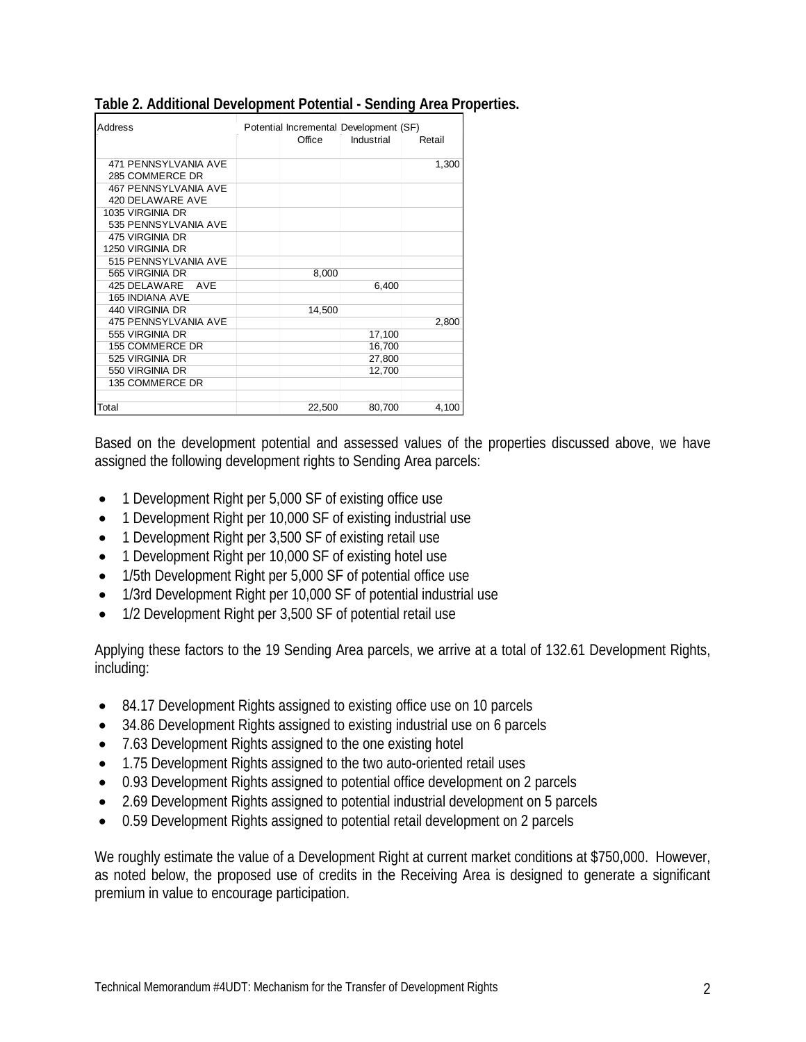**Table 2. Additional Development Potential - Sending Area Properties.**

| Address | Potential Incremental Development (SF) | | |
|---|---|---|---|
| | Office | Industrial | Retail |
| 471 PENNSYLVANIA AVE | | | 1,300 |
| 285 COMMERCE DR | | | |
| 467 PENNSYLVANIA AVE | | | |
| 420 DELAWARE AVE | | | |
| 1035 VIRGINIA DR | | | |
| 535 PENNSYLVANIA AVE | | | |
| 475 VIRGINIA DR | | | |
| 1250 VIRGINIA DR | | | |
| 515 PENNSYLVANIA AVE | | | |
| 565 VIRGINIA DR | 8,000 | | |
| 425 DELAWARE AVE | | 6,400 | |
| 165 INDIANA AVE | | | |
| 440 VIRGINIA DR | 14,500 | | |
| 475 PENNSYLVANIA AVE | | | 2,800 |
| 555 VIRGINIA DR | | 17,100 | |
| 155 COMMERCE DR | | 16,700 | |
| 525 VIRGINIA DR | | 27,800 | |
| 550 VIRGINIA DR | | 12,700 | |
| 135 COMMERCE DR | | | |
| Total | 22,500 | 80,700 | 4,100 |

Based on the development potential and assessed values of the properties discussed above, we have assigned the following development rights to Sending Area parcels:

- 1 Development Right per 5,000 SF of existing office use
- 1 Development Right per 10,000 SF of existing industrial use
- 1 Development Right per 3,500 SF of existing retail use
- 1 Development Right per 10,000 SF of existing hotel use
- 1/5th Development Right per 5,000 SF of potential office use
- 1/3rd Development Right per 10,000 SF of potential industrial use
- 1/2 Development Right per 3,500 SF of potential retail use

Applying these factors to the 19 Sending Area parcels, we arrive at a total of 132.61 Development Rights, including:

- 84.17 Development Rights assigned to existing office use on 10 parcels
- 34.86 Development Rights assigned to existing industrial use on 6 parcels
- 7.63 Development Rights assigned to the one existing hotel
- 1.75 Development Rights assigned to the two auto-oriented retail uses
- 0.93 Development Rights assigned to potential office development on 2 parcels
- 2.69 Development Rights assigned to potential industrial development on 5 parcels
- 0.59 Development Rights assigned to potential retail development on 2 parcels

We roughly estimate the value of a Development Right at current market conditions at $750,000. However, as noted below, the proposed use of credits in the Receiving Area is designed to generate a significant premium in value to encourage participation.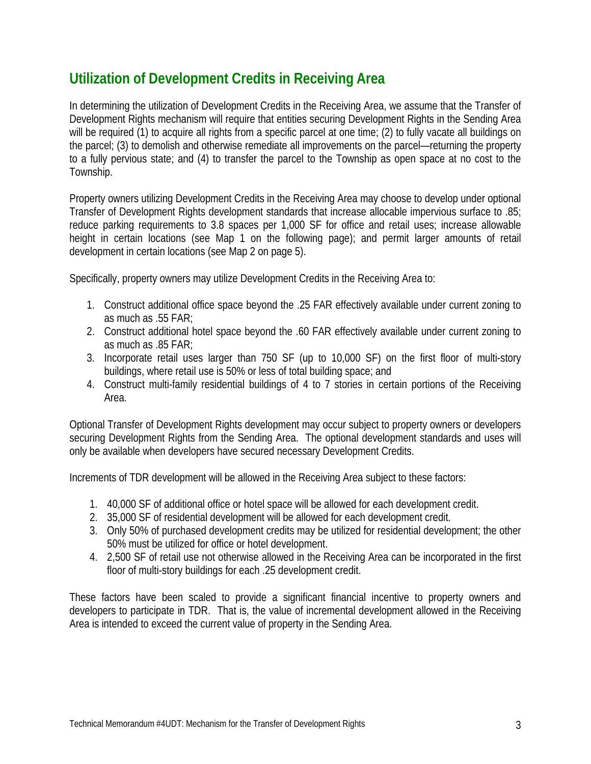## Utilization of Development Credits in Receiving Area

In determining the utilization of Development Credits in the Receiving Area, we assume that the Transfer of Development Rights mechanism will require that entities securing Development Rights in the Sending Area will be required (1) to acquire all rights from a specific parcel at one time; (2) to fully vacate all buildings on the parcel; (3) to demolish and otherwise remediate all improvements on the parcel—returning the property to a fully pervious state; and (4) to transfer the parcel to the Township as open space at no cost to the Township.

Property owners utilizing Development Credits in the Receiving Area may choose to develop under optional Transfer of Development Rights development standards that increase allocable impervious surface to .85; reduce parking requirements to 3.8 spaces per 1,000 SF for office and retail uses; increase allowable height in certain locations (see Map 1 on the following page); and permit larger amounts of retail development in certain locations (see Map 2 on page 5).

Specifically, property owners may utilize Development Credits in the Receiving Area to:

1. Construct additional office space beyond the .25 FAR effectively available under current zoning to as much as .55 FAR;
2. Construct additional hotel space beyond the .60 FAR effectively available under current zoning to as much as .85 FAR;
3. Incorporate retail uses larger than 750 SF (up to 10,000 SF) on the first floor of multi-story buildings, where retail use is 50% or less of total building space; and
4. Construct multi-family residential buildings of 4 to 7 stories in certain portions of the Receiving Area.

Optional Transfer of Development Rights development may occur subject to property owners or developers securing Development Rights from the Sending Area. The optional development standards and uses will only be available when developers have secured necessary Development Credits.

Increments of TDR development will be allowed in the Receiving Area subject to these factors:

1. 40,000 SF of additional office or hotel space will be allowed for each development credit.
2. 35,000 SF of residential development will be allowed for each development credit.
3. Only 50% of purchased development credits may be utilized for residential development; the other 50% must be utilized for office or hotel development.
4. 2,500 SF of retail use not otherwise allowed in the Receiving Area can be incorporated in the first floor of multi-story buildings for each .25 development credit.

These factors have been scaled to provide a significant financial incentive to property owners and developers to participate in TDR. That is, the value of incremental development allowed in the Receiving Area is intended to exceed the current value of property in the Sending Area.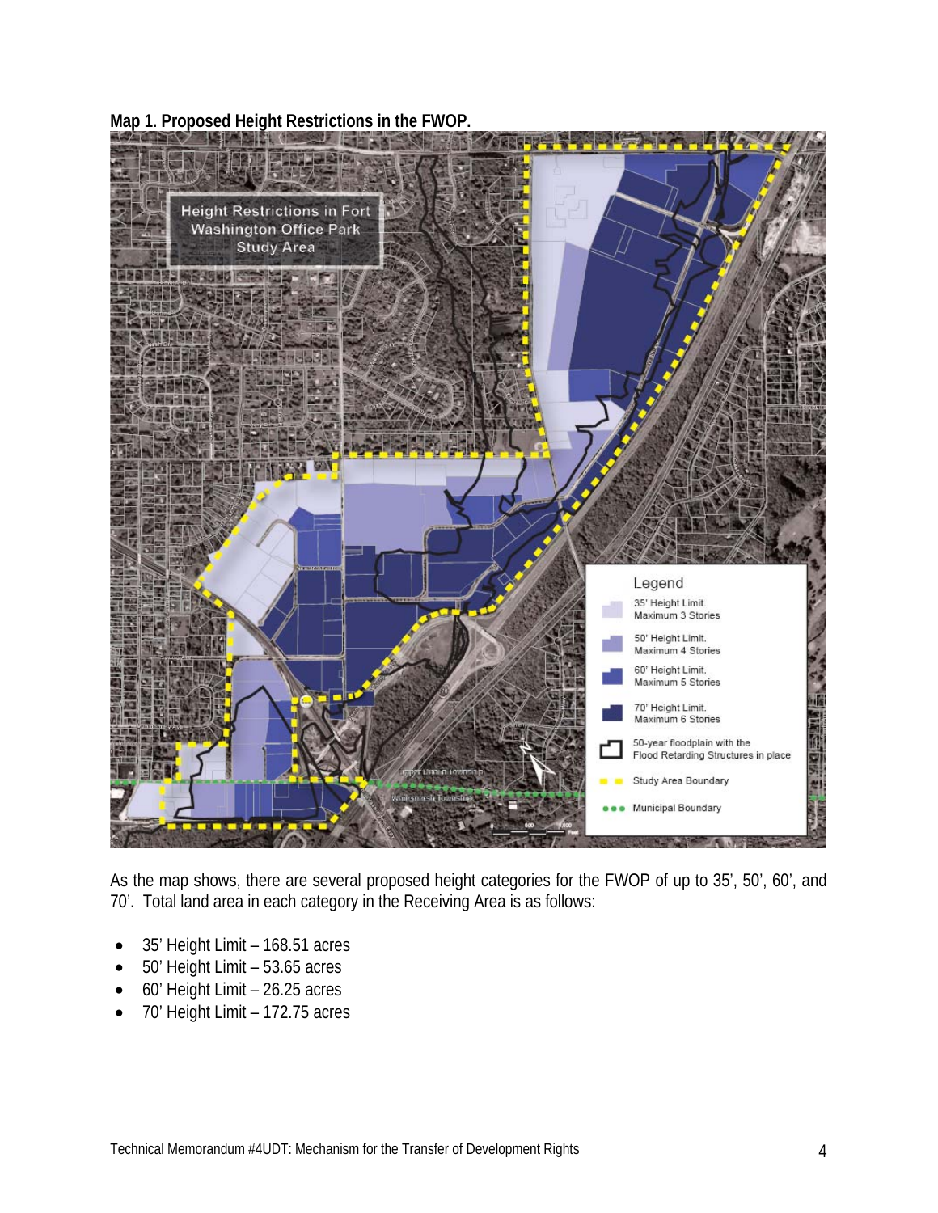**Map 1. Proposed Height Restrictions in the FWOP.**

As the map shows, there are several proposed height categories for the FWOP of up to 35', 50', 60', and 70'. Total land area in each category in the Receiving Area is as follows:

- 35' Height Limit – 168.51 acres
- 50' Height Limit – 53.65 acres
- 60' Height Limit – 26.25 acres
- 70' Height Limit – 172.75 acres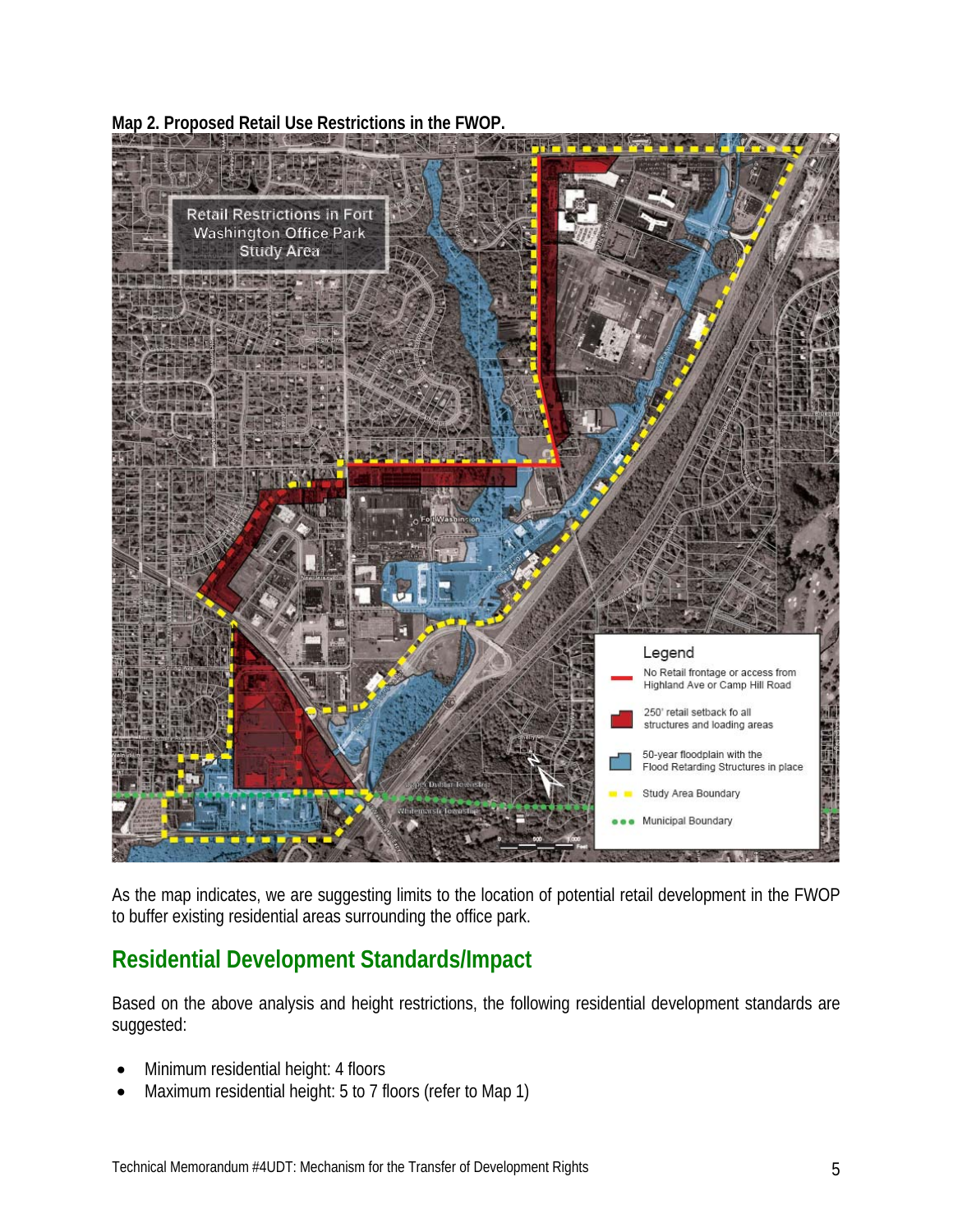**Map 2. Proposed Retail Use Restrictions in the FWOP.**

As the map indicates, we are suggesting limits to the location of potential retail development in the FWOP to buffer existing residential areas surrounding the office park.

## Residential Development Standards/Impact

Based on the above analysis and height restrictions, the following residential development standards are suggested:

- Minimum residential height: 4 floors
- Maximum residential height: 5 to 7 floors (refer to Map 1)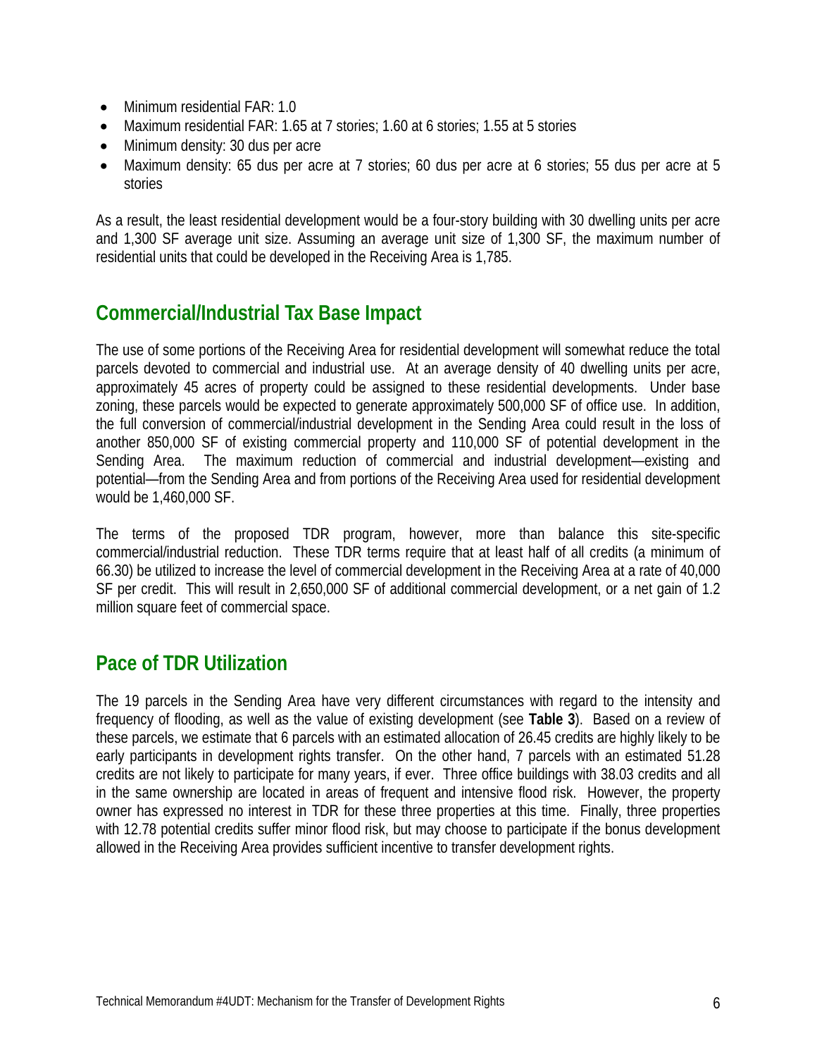- Minimum residential FAR: 1.0
- Maximum residential FAR: 1.65 at 7 stories; 1.60 at 6 stories; 1.55 at 5 stories
- Minimum density: 30 dus per acre
- Maximum density: 65 dus per acre at 7 stories; 60 dus per acre at 6 stories; 55 dus per acre at 5 stories

As a result, the least residential development would be a four-story building with 30 dwelling units per acre and 1,300 SF average unit size. Assuming an average unit size of 1,300 SF, the maximum number of residential units that could be developed in the Receiving Area is 1,785.

## Commercial/Industrial Tax Base Impact

The use of some portions of the Receiving Area for residential development will somewhat reduce the total parcels devoted to commercial and industrial use. At an average density of 40 dwelling units per acre, approximately 45 acres of property could be assigned to these residential developments. Under base zoning, these parcels would be expected to generate approximately 500,000 SF of office use. In addition, the full conversion of commercial/industrial development in the Sending Area could result in the loss of another 850,000 SF of existing commercial property and 110,000 SF of potential development in the Sending Area. The maximum reduction of commercial and industrial development—existing and potential—from the Sending Area and from portions of the Receiving Area used for residential development would be 1,460,000 SF.

The terms of the proposed TDR program, however, more than balance this site-specific commercial/industrial reduction. These TDR terms require that at least half of all credits (a minimum of 66.30) be utilized to increase the level of commercial development in the Receiving Area at a rate of 40,000 SF per credit. This will result in 2,650,000 SF of additional commercial development, or a net gain of 1.2 million square feet of commercial space.

## Pace of TDR Utilization

The 19 parcels in the Sending Area have very different circumstances with regard to the intensity and frequency of flooding, as well as the value of existing development (see **Table 3**). Based on a review of these parcels, we estimate that 6 parcels with an estimated allocation of 26.45 credits are highly likely to be early participants in development rights transfer. On the other hand, 7 parcels with an estimated 51.28 credits are not likely to participate for many years, if ever. Three office buildings with 38.03 credits and all in the same ownership are located in areas of frequent and intensive flood risk. However, the property owner has expressed no interest in TDR for these three properties at this time. Finally, three properties with 12.78 potential credits suffer minor flood risk, but may choose to participate if the bonus development allowed in the Receiving Area provides sufficient incentive to transfer development rights.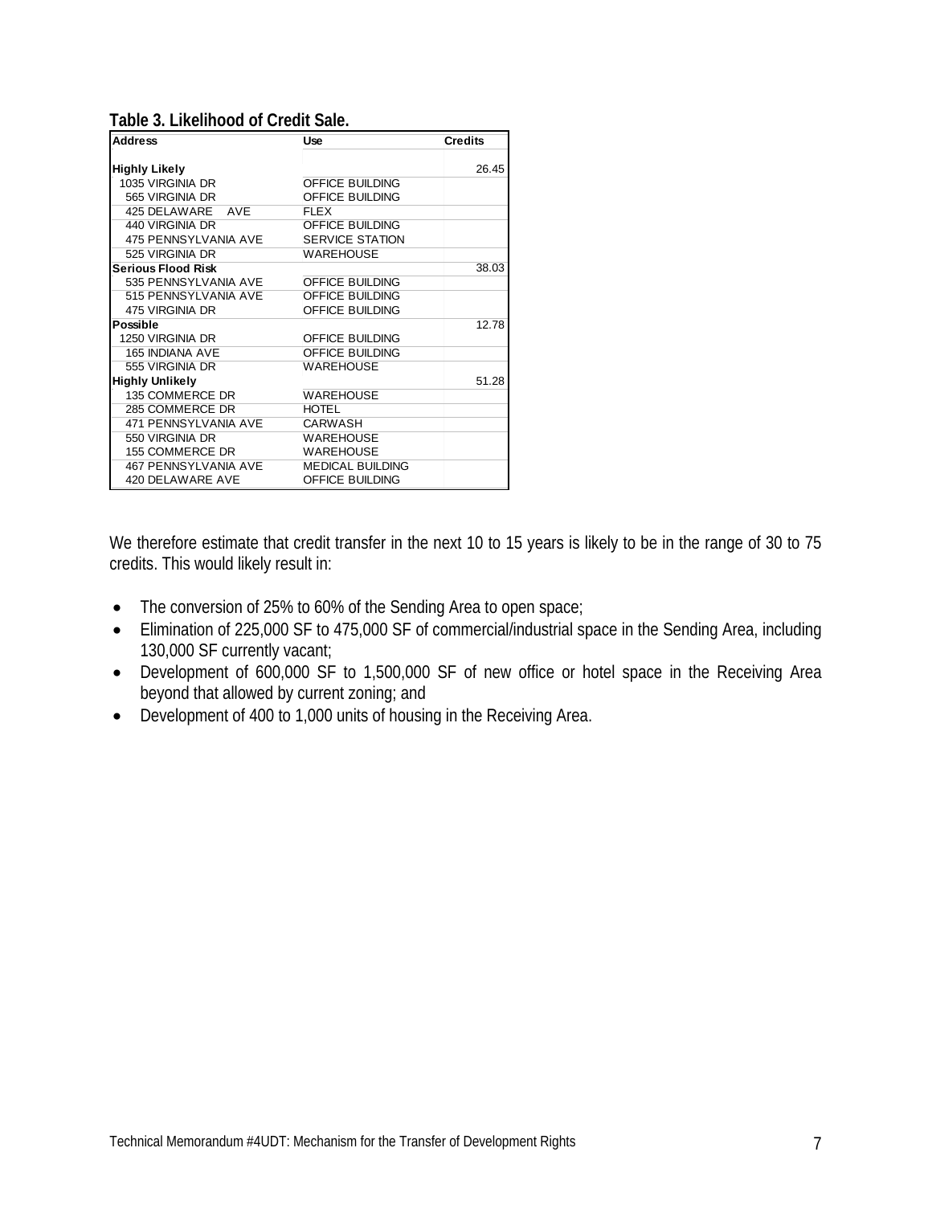**Table 3. Likelihood of Credit Sale.**

| Address | Use | Credits |
|---|---|---|
| **Highly Likely** | | 26.45 |
| 1035 VIRGINIA DR | OFFICE BUILDING | |
| 565 VIRGINIA DR | OFFICE BUILDING | |
| 425 DELAWARE AVE | FLEX | |
| 440 VIRGINIA DR | OFFICE BUILDING | |
| 475 PENNSYLVANIA AVE | SERVICE STATION | |
| 525 VIRGINIA DR | WAREHOUSE | |
| **Serious Flood Risk** | | 38.03 |
| 535 PENNSYLVANIA AVE | OFFICE BUILDING | |
| 515 PENNSYLVANIA AVE | OFFICE BUILDING | |
| 475 VIRGINIA DR | OFFICE BUILDING | |
| **Possible** | | 12.78 |
| 1250 VIRGINIA DR | OFFICE BUILDING | |
| 165 INDIANA AVE | OFFICE BUILDING | |
| 555 VIRGINIA DR | WAREHOUSE | |
| **Highly Unlikely** | | 51.28 |
| 135 COMMERCE DR | WAREHOUSE | |
| 285 COMMERCE DR | HOTEL | |
| 471 PENNSYLVANIA AVE | CARWASH | |
| 550 VIRGINIA DR | WAREHOUSE | |
| 155 COMMERCE DR | WAREHOUSE | |
| 467 PENNSYLVANIA AVE | MEDICAL BUILDING | |
| 420 DELAWARE AVE | OFFICE BUILDING | |

We therefore estimate that credit transfer in the next 10 to 15 years is likely to be in the range of 30 to 75 credits. This would likely result in:

- The conversion of 25% to 60% of the Sending Area to open space;
- Elimination of 225,000 SF to 475,000 SF of commercial/industrial space in the Sending Area, including 130,000 SF currently vacant;
- Development of 600,000 SF to 1,500,000 SF of new office or hotel space in the Receiving Area beyond that allowed by current zoning; and
- Development of 400 to 1,000 units of housing in the Receiving Area.